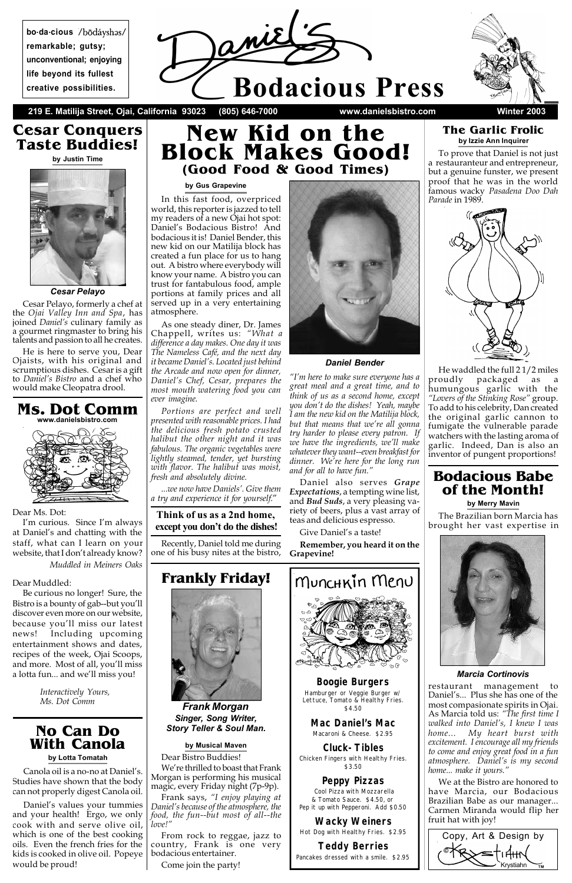**bo·da·cious** /bōdáyshəs/ **remarkable; gutsy; unconventional; enjoying life beyond its fullest creative possibilities.**

# Daniel's Bodacious Press

**219 E. Matilija Street, Ojai, California 93023 (805) 646-7000 www.danielsbistro.com Winter 2003**

## Cesar Conquers Taste Buddies!

**by Justin Time**

***Cesar Pelayo***

Cesar Pelayo, formerly a chef at the *Ojai Valley Inn and Spa*, has joined *Daniel's* culinary family as a gourmet ringmaster to bring his talents and passion to all he creates.

He is here to serve you, Dear Ojaists, with his original and scrumptious dishes. Cesar is a gift to *Daniel's Bistro* and a chef who would make Cleopatra drool.

## Ms. Dot Comm

**www.danielsbistro.com**

Dear Ms. Dot:

I'm curious. Since I'm always at Daniel's and chatting with the staff, what can I learn on your website, that I don't already know?

*Muddled in Meiners Oaks*

Dear Muddled:

Be curious no longer! Sure, the Bistro is a bounty of gab--but you'll discover even more on our website, because you'll miss our latest news! Including upcoming entertainment shows and dates, recipes of the week, Ojai Scoops, and more. Most of all, you'll miss a lotta fun... and we'll miss you!

*Interactively Yours,*
*Ms. Dot Comm*

## No Can Do With Canola

**by Lotta Tomatah**

Canola oil is a no-no at Daniel's. Studies have shown that the body can not properly digest Canola oil.

Daniel's values your tummies and your health! Ergo, we only cook with and serve olive oil, which is one of the best cooking oils. Even the french fries for the kids is cooked in olive oil. Popeye would be proud!

# New Kid on the Block Makes Good!

## (Good Food & Good Times)

**by Gus Grapevine**

In this fast food, overpriced world, this reporter is jazzed to tell my readers of a new Ojai hot spot: Daniel's Bodacious Bistro! And bodacious it is! Daniel Bender, this new kid on our Matilija block has created a fun place for us to hang out. A bistro where everybody will know your name. A bistro you can trust for fantabulous food, ample portions at family prices and all served up in a very entertaining atmosphere.

As one steady diner, Dr. James Chappell, writes us: *"What a difference a day makes. One day it was The Nameless Café, and the next day it became Daniel's. Located just behind the Arcade and now open for dinner, Daniel's Chef, Cesar, prepares the most mouth watering food you can ever imagine.*

*Portions are perfect and well presented with reasonable prices. I had the delicious fresh potato crusted halibut the other night and it was fabulous. The organic vegetables were lightly steamed, tender, yet bursting with flavor. The halibut was moist, fresh and absolutely divine.*

*...we now have Daniels'. Give them a try and experience it for yourself."*

**Think of us as a 2nd home, except you don't do the dishes!**

Recently, Daniel told me during one of his busy nites at the bistro,

***Daniel Bender***

*"I'm here to make sure everyone has a great meal and a great time, and to think of us as a second home, except you don't do the dishes! Yeah, maybe I am the new kid on the Matilija block, but that means that we're all gonna try harder to please every patron. If we have the ingredients, we'll make whatever they want--even breakfast for dinner. We're here for the long run and for all to have fun."*

Daniel also serves ***Grape Expectations***, a tempting wine list, and ***Bud Suds***, a very pleasing variety of beers, plus a vast array of teas and delicious espresso.

Give Daniel's a taste!

**Remember, you heard it on the Grapevine!**

## Frankly Friday!

***Frank Morgan***
***Singer, Song Writer, Story Teller & Soul Man.***

**by Musical Maven**

Dear Bistro Buddies!

We're thrilled to boast that Frank Morgan is performing his musical magic, every Friday night (7p-9p).

Frank says, *"I enjoy playing at Daniel's because of the atmosphere, the food, the fun--but most of all--the love!"*

From rock to reggae, jazz to country, Frank is one very bodacious entertainer.

Come join the party!

## Munchkin Menu

**Boogie Burgers**
Hamburger or Veggie Burger w/ Lettuce, Tomato & Healthy Fries. $4.50

**Mac Daniel's Mac**
Macaroni & Cheese. $2.95

**Cluck-Tibles**
Chicken Fingers with Healthy Fries. $3.50

**Peppy Pizzas**
Cool Pizza with Mozzarella & Tomato Sauce. $4.50, or Pep it up with Pepperoni. Add $0.50

**Wacky Weiners**
Hot Dog with Healthy Fries. $2.95

**Teddy Berries**
Pancakes dressed with a smile. $2.95

## The Garlic Frolic

**by Izzie Ann Inquirer**

To prove that Daniel is not just a restauranteur and entrepreneur, but a genuine funster, we present proof that he was in the world famous wacky *Pasadena Doo Dah Parade* in 1989.

He waddled the full 2 1/2 miles proudly packaged as a humungous garlic with the *"Lovers of the Stinking Rose"* group. To add to his celebrity, Dan created the original garlic cannon to fumigate the vulnerable parade watchers with the lasting aroma of garlic. Indeed, Dan is also an inventor of pungent proportions!

## Bodacious Babe of the Month!

**by Merry Mavin**

The Brazilian born Marcia has brought her vast expertise in restaurant management to Daniel's... Plus she has one of the most compasionate spirits in Ojai. As Marcia told us: *"The first time I walked into Daniel's, I knew I was home... My heart burst with excitement. I encourage all my friends to come and enjoy great food in a fun atmosphere. Daniel's is my second home... make it yours."*

***Marcia Cortinovis***

We at the Bistro are honored to have Marcia, our Bodacious Brazilian Babe as our manager... Carmen Miranda would flip her fruit hat with joy!

Copy, Art & Design by © Krystiahn ™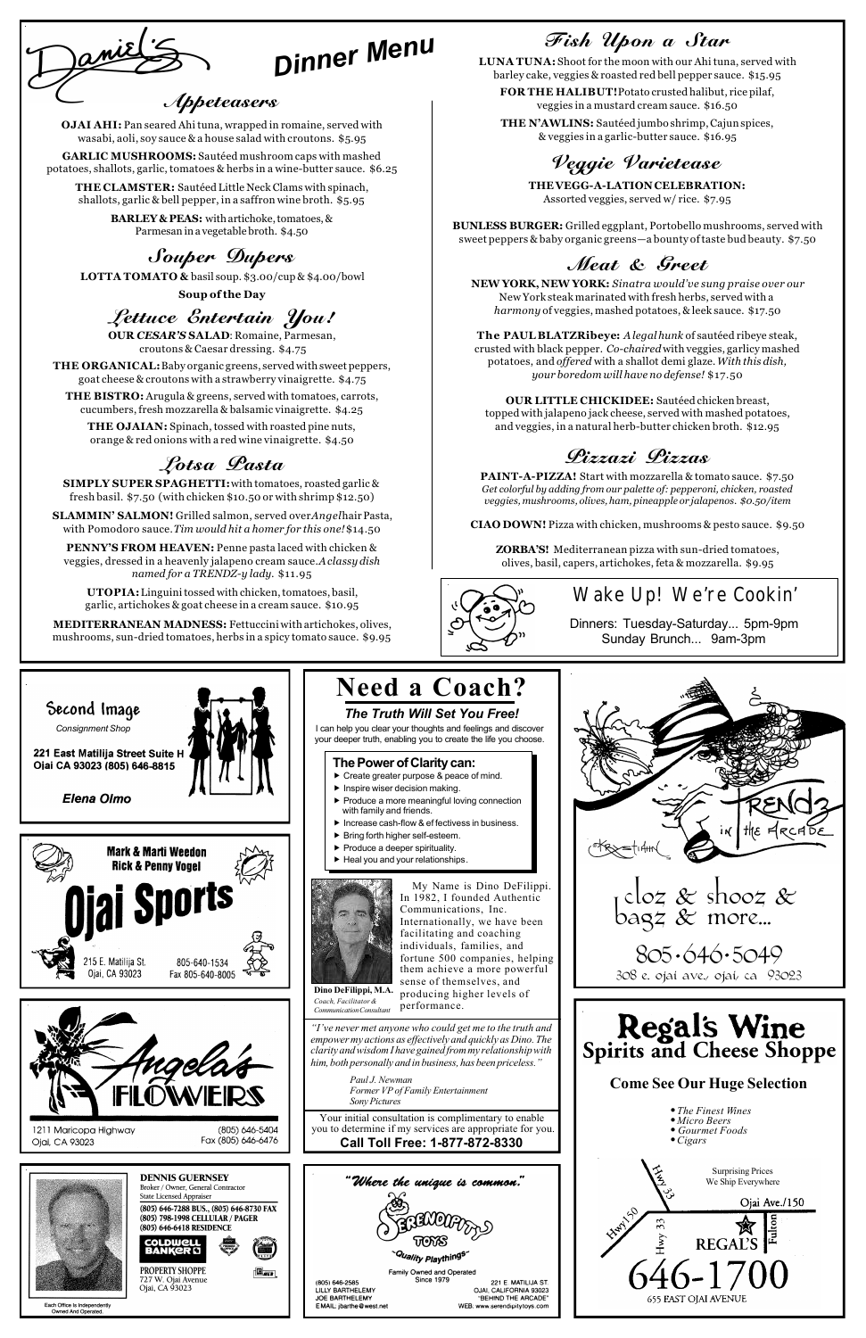# Daniel's Dinner Menu

## Appeteasers

**OJAI AHI:** Pan seared Ahi tuna, wrapped in romaine, served with wasabi, aoli, soy sauce & a house salad with croutons. $5.95

**GARLIC MUSHROOMS:** Sautéed mushroom caps with mashed potatoes, shallots, garlic, tomatoes & herbs in a wine-butter sauce. $6.25

**THE CLAMSTER:** Sautéed Little Neck Clams with spinach, shallots, garlic & bell pepper, in a saffron wine broth. $5.95

**BARLEY & PEAS:** with artichoke, tomatoes, & Parmesan in a vegetable broth. $4.50

## Souper Dupers

**LOTTA TOMATO &** basil soup. $3.00/cup & $4.00/bowl

**Soup of the Day**

## Lettuce Entertain You!

**OUR *CESAR'S* SALAD**: Romaine, Parmesan, croutons & Caesar dressing. $4.75

**THE ORGANICAL:** Baby organic greens, served with sweet peppers, goat cheese & croutons with a strawberry vinaigrette. $4.75

**THE BISTRO:** Arugula & greens, served with tomatoes, carrots, cucumbers, fresh mozzarella & balsamic vinaigrette. $4.25

**THE OJAIAN:** Spinach, tossed with roasted pine nuts, orange & red onions with a red wine vinaigrette. $4.50

## Lotsa Pasta

**SIMPLY SUPER SPAGHETTI:** with tomatoes, roasted garlic & fresh basil. $7.50 (with chicken $10.50 or with shrimp $12.50)

**SLAMMIN' SALMON!** Grilled salmon, served over *Angel* hair Pasta, with Pomodoro sauce. *Tim would hit a homer for this one!* $14.50

**PENNY'S FROM HEAVEN:** Penne pasta laced with chicken & veggies, dressed in a heavenly jalapeno cream sauce. *A classy dish named for a TRENDZ-y lady.* $11.95

**UTOPIA:** Linguini tossed with chicken, tomatoes, basil, garlic, artichokes & goat cheese in a cream sauce. $10.95

**MEDITERRANEAN MADNESS:** Fettuccini with artichokes, olives, mushrooms, sun-dried tomatoes, herbs in a spicy tomato sauce. $9.95

## Fish Upon a Star

**LUNA TUNA:** Shoot for the moon with our Ahi tuna, served with barley cake, veggies & roasted red bell pepper sauce. $15.95

**FOR THE HALIBUT!** Potato crusted halibut, rice pilaf, veggies in a mustard cream sauce. $16.50

**THE N'AWLINS:** Sautéed jumbo shrimp, Cajun spices, & veggies in a garlic-butter sauce. $16.95

## Veggie Varietease

**THE VEGG-A-LATION CELEBRATION:** Assorted veggies, served w/ rice. $7.95

**BUNLESS BURGER:** Grilled eggplant, Portobello mushrooms, served with sweet peppers & baby organic greens—a bounty of taste bud beauty. $7.50

## Meat & Greet

**NEW YORK, NEW YORK:** *Sinatra would've sung praise over our* New York steak marinated with fresh herbs, served with a *harmony* of veggies, mashed potatoes, & leek sauce. $17.50

**The PAUL BLATZ Ribeye:** *A legal hunk* of sautéed ribeye steak, crusted with black pepper. *Co-chaired* with veggies, garlicy mashed potatoes, and *offered* with a shallot demi glaze. *With this dish, your boredom will have no defense!* $17.50

**OUR LITTLE CHICKIDEE:** Sautéed chicken breast, topped with jalapeno jack cheese, served with mashed potatoes, and veggies, in a natural herb-butter chicken broth. $12.95

## Pizzazi Pizzas

**PAINT-A-PIZZA!** Start with mozzarella & tomato sauce. $7.50 *Get colorful by adding from our palette of: pepperoni, chicken, roasted veggies, mushrooms, olives, ham, pineapple or jalapenos. $0.50/item*

**CIAO DOWN!** Pizza with chicken, mushrooms & pesto sauce. $9.50

**ZORBA'S!** Mediterranean pizza with sun-dried tomatoes, olives, basil, capers, artichokes, feta & mozzarella. $9.95

### Wake Up! We're Cookin'

Dinners: Tuesday-Saturday... 5pm-9pm
Sunday Brunch... 9am-3pm

---

**Second Image**
*Consignment Shop*
221 East Matilija Street Suite H
Ojai CA 93023 (805) 646-8815
*Elena Olmo*

---

**Ojai Sports**
Mark & Marti Weedon
Rick & Penny Vogel
215 E. Matilija St.
Ojai, CA 93023
805-640-1534
Fax 805-640-8005

---

**Angela's FLOWERS**
1211 Maricopa Highway
Ojai, CA 93023
(805) 646-5404
Fax (805) 646-6476

---

**DENNIS GUERNSEY**
Broker / Owner, General Contractor
State Licensed Appraiser
(805) 646-7288 BUS., (805) 646-8730 FAX
(805) 798-1998 CELLULAR / PAGER
(805) 646-6418 RESIDENCE
COLDWELL BANKER
PROPERTY SHOPPE
727 W. Ojai Avenue
Ojai, CA 93023
Each Office Is Independently Owned And Operated.

---

# Need a Coach?

### The Truth Will Set You Free!

I can help you clear your thoughts and feelings and discover your deeper truth, enabling you to create the life you choose.

**The Power of Clarity can:**

- Create greater purpose & peace of mind.
- Inspire wiser decision making.
- Produce a more meaningful loving connection with family and friends.
- Increase cash-flow & effectiveness in business.
- Bring forth higher self-esteem.
- Produce a deeper spirituality.
- Heal you and your relationships.

My Name is Dino DeFilippi. In 1982, I founded Authentic Communications, Inc. Internationally, we have been facilitating and coaching individuals, families, and fortune 500 companies, helping them achieve a more powerful sense of themselves, and producing higher levels of performance.

**Dino DeFilippi, M.A.**
*Coach, Facilitator & Communication Consultant*

*"I've never met anyone who could get me to the truth and empower my actions as effectively and quickly as Dino. The clarity and wisdom I have gained from my relationship with him, both personally and in business, has been priceless."*

*Paul J. Newman*
*Former VP of Family Entertainment*
*Sony Pictures*

Your initial consultation is complimentary to enable you to determine if my services are appropriate for you.

**Call Toll Free: 1-877-872-8330**

---

*"Where the unique is common."*
**SERENDIPITY TOYS**
~Quality Playthings~
Family Owned and Operated Since 1979
(805) 646-2585
LILLY BARTHELEMY
JOE BARTHELEMY
EMAIL: jbarthe@west.net
221 E. MATILIJA ST.
OJAI, CALIFORNIA 93023
"BEHIND THE ARCADE"
WEB: www.serendipitytoys.com

---

**TRENDZ IN THE ARCADE**
cloz & shooz & bagz & more...
805-646-5049
308 e. ojai ave., ojai, ca 93023

---

**Regal's Wine Spirits and Cheese Shoppe**

**Come See Our Huge Selection**

- *The Finest Wines*
- *Micro Beers*
- *Gourmet Foods*
- *Cigars*

Surprising Prices
We Ship Everywhere

Hwy 33
Ojai Ave./150
Hwy150
Hwy 33
Fulton
REGAL'S

646-1700
655 EAST OJAI AVENUE